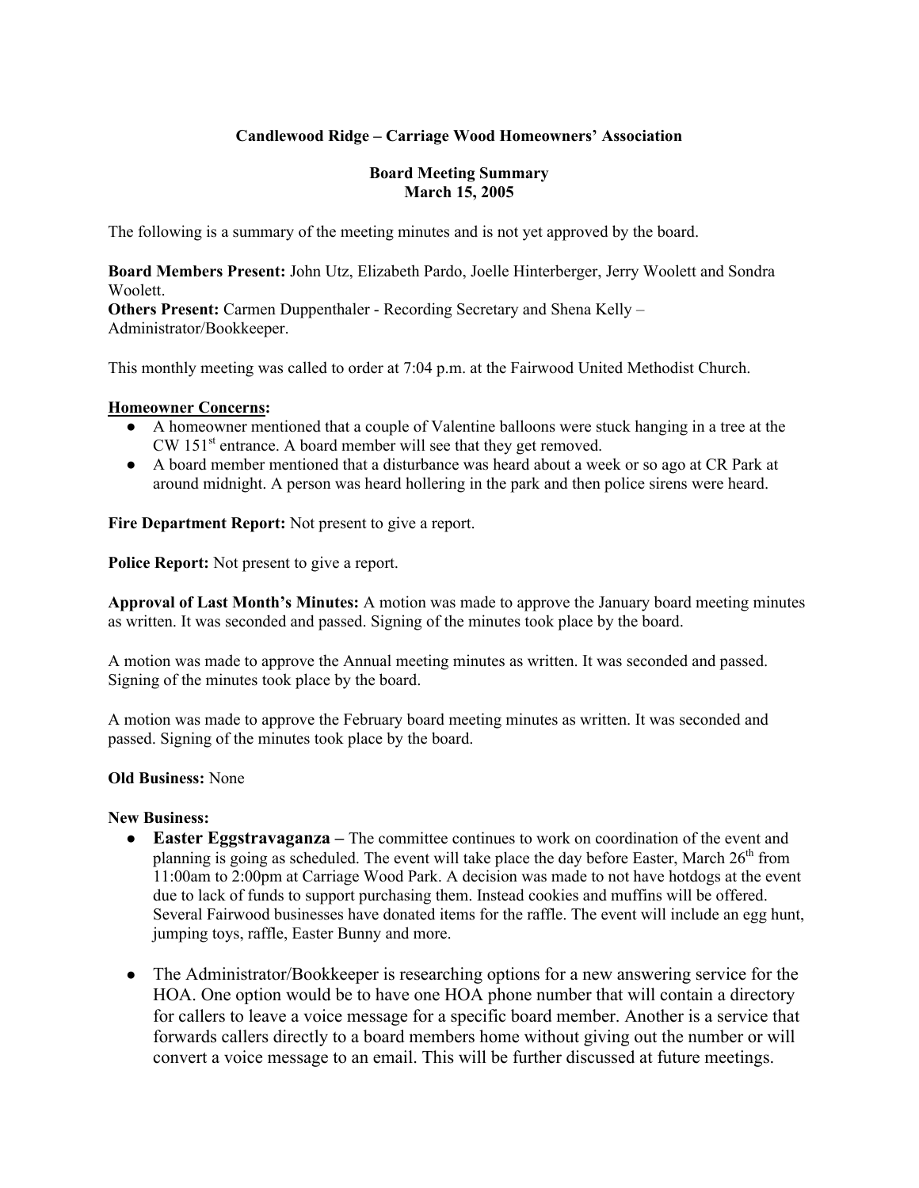**Candlewood Ridge – Carriage Wood Homeowners' Association**

**Board Meeting Summary**
**March 15, 2005**

The following is a summary of the meeting minutes and is not yet approved by the board.

**Board Members Present:** John Utz, Elizabeth Pardo, Joelle Hinterberger, Jerry Woolett and Sondra Woolett.
**Others Present:** Carmen Duppenthaler - Recording Secretary and Shena Kelly – Administrator/Bookkeeper.

This monthly meeting was called to order at 7:04 p.m. at the Fairwood United Methodist Church.

**Homeowner Concerns:**

- A homeowner mentioned that a couple of Valentine balloons were stuck hanging in a tree at the CW 151st entrance. A board member will see that they get removed.
- A board member mentioned that a disturbance was heard about a week or so ago at CR Park at around midnight. A person was heard hollering in the park and then police sirens were heard.

**Fire Department Report:** Not present to give a report.

**Police Report:** Not present to give a report.

**Approval of Last Month's Minutes:** A motion was made to approve the January board meeting minutes as written. It was seconded and passed. Signing of the minutes took place by the board.

A motion was made to approve the Annual meeting minutes as written. It was seconded and passed. Signing of the minutes took place by the board.

A motion was made to approve the February board meeting minutes as written. It was seconded and passed. Signing of the minutes took place by the board.

**Old Business:** None

**New Business:**

- **Easter Eggstravaganza –** The committee continues to work on coordination of the event and planning is going as scheduled. The event will take place the day before Easter, March 26th from 11:00am to 2:00pm at Carriage Wood Park. A decision was made to not have hotdogs at the event due to lack of funds to support purchasing them. Instead cookies and muffins will be offered. Several Fairwood businesses have donated items for the raffle. The event will include an egg hunt, jumping toys, raffle, Easter Bunny and more.

- The Administrator/Bookkeeper is researching options for a new answering service for the HOA. One option would be to have one HOA phone number that will contain a directory for callers to leave a voice message for a specific board member. Another is a service that forwards callers directly to a board members home without giving out the number or will convert a voice message to an email. This will be further discussed at future meetings.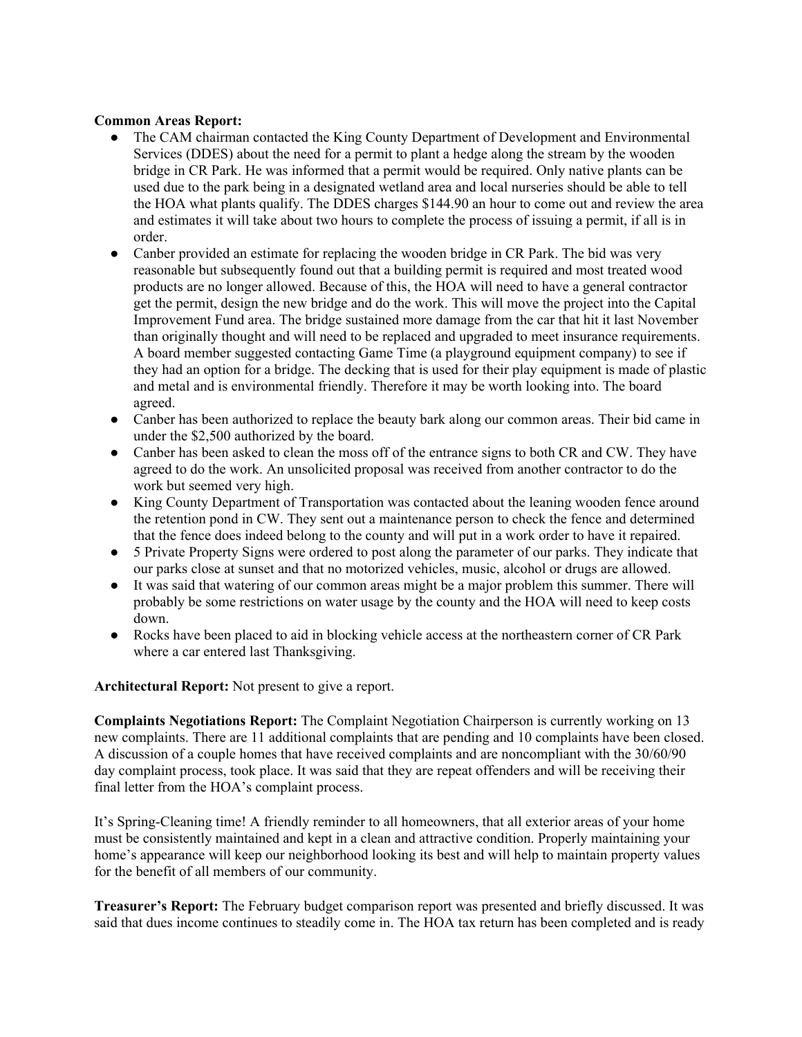**Common Areas Report:**

- The CAM chairman contacted the King County Department of Development and Environmental Services (DDES) about the need for a permit to plant a hedge along the stream by the wooden bridge in CR Park. He was informed that a permit would be required. Only native plants can be used due to the park being in a designated wetland area and local nurseries should be able to tell the HOA what plants qualify. The DDES charges $144.90 an hour to come out and review the area and estimates it will take about two hours to complete the process of issuing a permit, if all is in order.
- Canber provided an estimate for replacing the wooden bridge in CR Park. The bid was very reasonable but subsequently found out that a building permit is required and most treated wood products are no longer allowed. Because of this, the HOA will need to have a general contractor get the permit, design the new bridge and do the work. This will move the project into the Capital Improvement Fund area. The bridge sustained more damage from the car that hit it last November than originally thought and will need to be replaced and upgraded to meet insurance requirements. A board member suggested contacting Game Time (a playground equipment company) to see if they had an option for a bridge. The decking that is used for their play equipment is made of plastic and metal and is environmental friendly. Therefore it may be worth looking into. The board agreed.
- Canber has been authorized to replace the beauty bark along our common areas. Their bid came in under the $2,500 authorized by the board.
- Canber has been asked to clean the moss off of the entrance signs to both CR and CW. They have agreed to do the work. An unsolicited proposal was received from another contractor to do the work but seemed very high.
- King County Department of Transportation was contacted about the leaning wooden fence around the retention pond in CW. They sent out a maintenance person to check the fence and determined that the fence does indeed belong to the county and will put in a work order to have it repaired.
- 5 Private Property Signs were ordered to post along the parameter of our parks. They indicate that our parks close at sunset and that no motorized vehicles, music, alcohol or drugs are allowed.
- It was said that watering of our common areas might be a major problem this summer. There will probably be some restrictions on water usage by the county and the HOA will need to keep costs down.
- Rocks have been placed to aid in blocking vehicle access at the northeastern corner of CR Park where a car entered last Thanksgiving.

**Architectural Report:** Not present to give a report.

**Complaints Negotiations Report:** The Complaint Negotiation Chairperson is currently working on 13 new complaints. There are 11 additional complaints that are pending and 10 complaints have been closed. A discussion of a couple homes that have received complaints and are noncompliant with the 30/60/90 day complaint process, took place. It was said that they are repeat offenders and will be receiving their final letter from the HOA's complaint process.

It's Spring-Cleaning time! A friendly reminder to all homeowners, that all exterior areas of your home must be consistently maintained and kept in a clean and attractive condition. Properly maintaining your home's appearance will keep our neighborhood looking its best and will help to maintain property values for the benefit of all members of our community.

**Treasurer's Report:** The February budget comparison report was presented and briefly discussed. It was said that dues income continues to steadily come in. The HOA tax return has been completed and is ready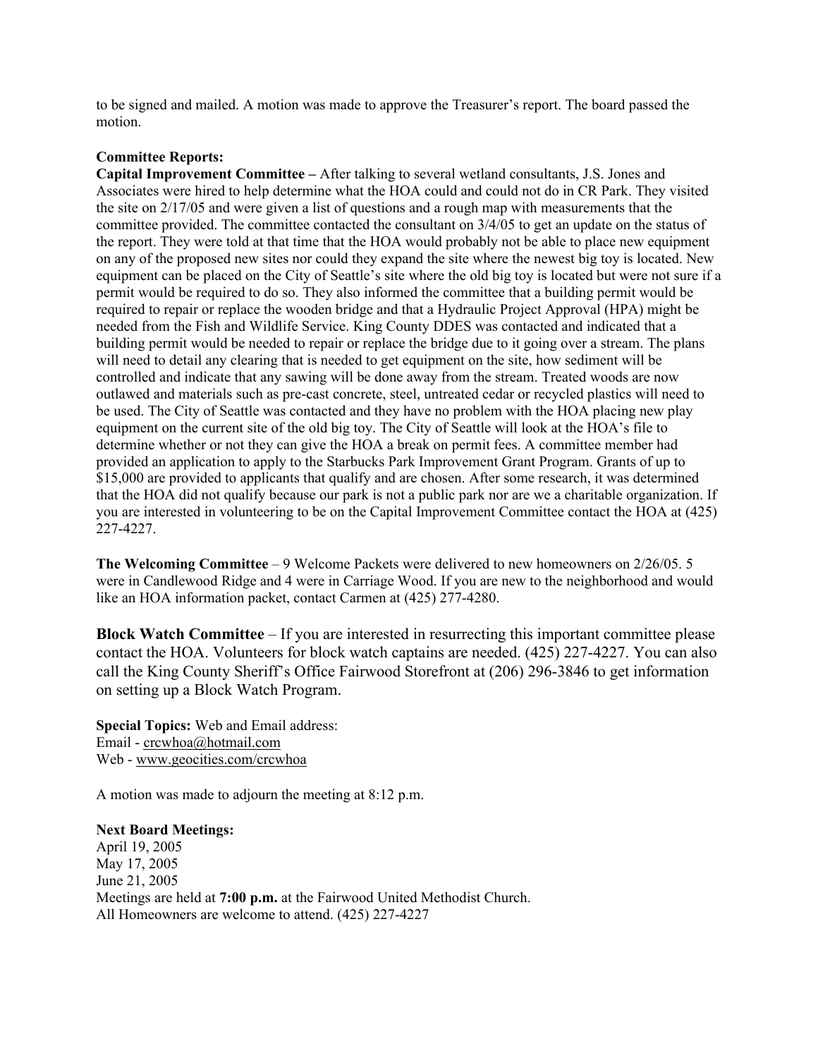to be signed and mailed. A motion was made to approve the Treasurer's report. The board passed the motion.

**Committee Reports:**

**Capital Improvement Committee –** After talking to several wetland consultants, J.S. Jones and Associates were hired to help determine what the HOA could and could not do in CR Park. They visited the site on 2/17/05 and were given a list of questions and a rough map with measurements that the committee provided. The committee contacted the consultant on 3/4/05 to get an update on the status of the report. They were told at that time that the HOA would probably not be able to place new equipment on any of the proposed new sites nor could they expand the site where the newest big toy is located. New equipment can be placed on the City of Seattle's site where the old big toy is located but were not sure if a permit would be required to do so. They also informed the committee that a building permit would be required to repair or replace the wooden bridge and that a Hydraulic Project Approval (HPA) might be needed from the Fish and Wildlife Service. King County DDES was contacted and indicated that a building permit would be needed to repair or replace the bridge due to it going over a stream. The plans will need to detail any clearing that is needed to get equipment on the site, how sediment will be controlled and indicate that any sawing will be done away from the stream. Treated woods are now outlawed and materials such as pre-cast concrete, steel, untreated cedar or recycled plastics will need to be used. The City of Seattle was contacted and they have no problem with the HOA placing new play equipment on the current site of the old big toy. The City of Seattle will look at the HOA's file to determine whether or not they can give the HOA a break on permit fees. A committee member had provided an application to apply to the Starbucks Park Improvement Grant Program. Grants of up to $15,000 are provided to applicants that qualify and are chosen. After some research, it was determined that the HOA did not qualify because our park is not a public park nor are we a charitable organization. If you are interested in volunteering to be on the Capital Improvement Committee contact the HOA at (425) 227-4227.

**The Welcoming Committee** – 9 Welcome Packets were delivered to new homeowners on 2/26/05. 5 were in Candlewood Ridge and 4 were in Carriage Wood. If you are new to the neighborhood and would like an HOA information packet, contact Carmen at (425) 277-4280.

**Block Watch Committee** – If you are interested in resurrecting this important committee please contact the HOA. Volunteers for block watch captains are needed. (425) 227-4227. You can also call the King County Sheriff's Office Fairwood Storefront at (206) 296-3846 to get information on setting up a Block Watch Program.

**Special Topics:** Web and Email address:
Email - crcwhoa@hotmail.com
Web - www.geocities.com/crcwhoa

A motion was made to adjourn the meeting at 8:12 p.m.

**Next Board Meetings:**
April 19, 2005
May 17, 2005
June 21, 2005
Meetings are held at **7:00 p.m.** at the Fairwood United Methodist Church.
All Homeowners are welcome to attend. (425) 227-4227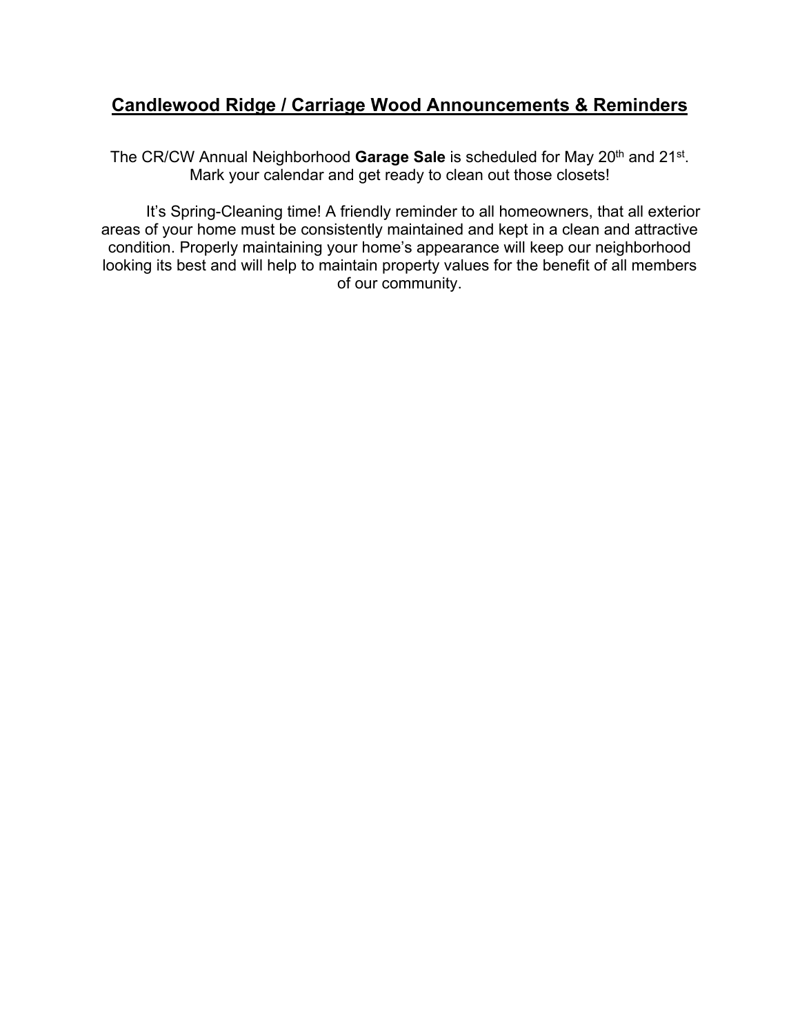## Candlewood Ridge / Carriage Wood Announcements & Reminders

The CR/CW Annual Neighborhood **Garage Sale** is scheduled for May 20th and 21st. Mark your calendar and get ready to clean out those closets!

It's Spring-Cleaning time! A friendly reminder to all homeowners, that all exterior areas of your home must be consistently maintained and kept in a clean and attractive condition. Properly maintaining your home's appearance will keep our neighborhood looking its best and will help to maintain property values for the benefit of all members of our community.